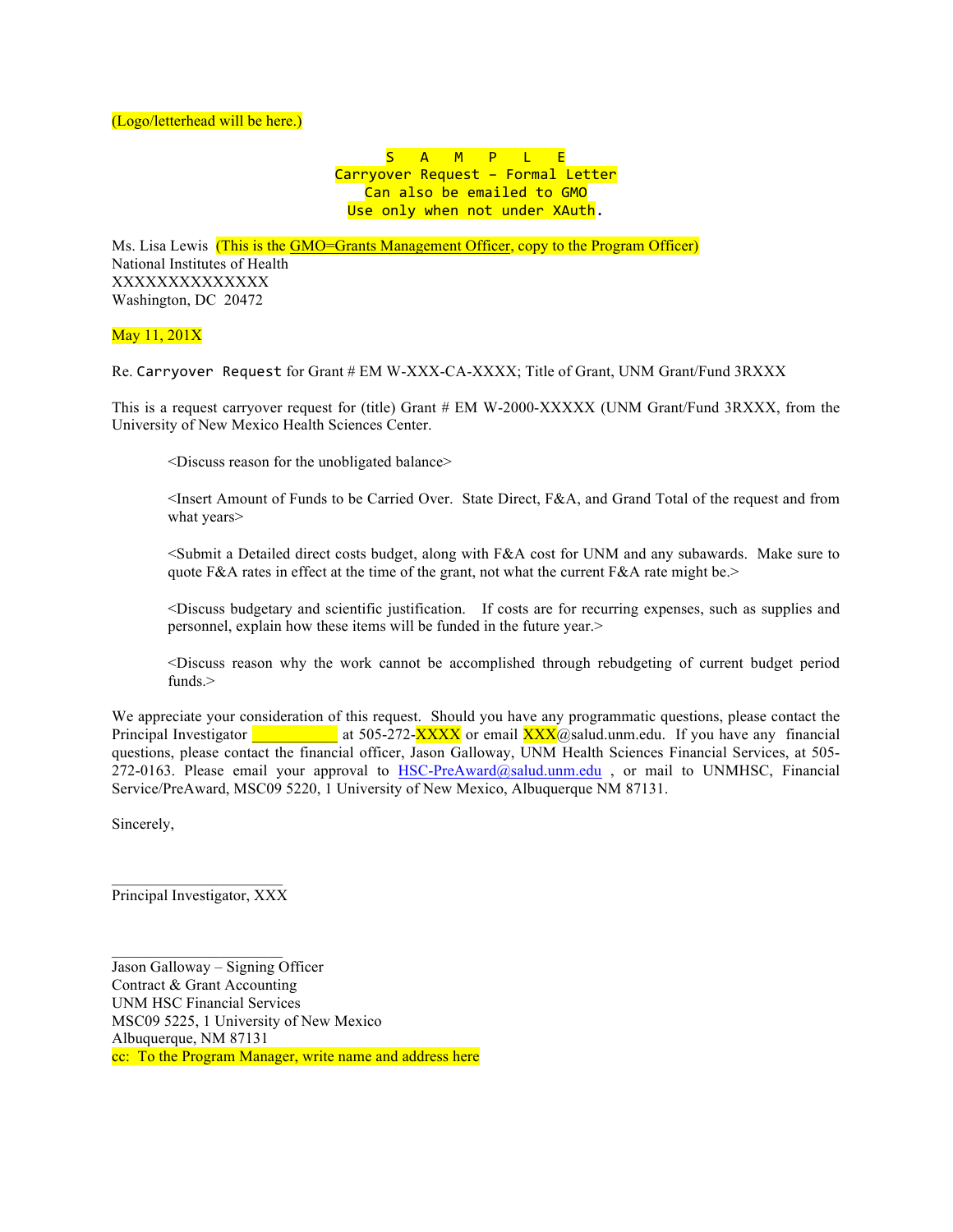(Logo/letterhead will be here.)

S A M P L E
Carryover Request – Formal Letter
Can also be emailed to GMO
Use only when not under XAuth.

Ms. Lisa Lewis (This is the GMO=Grants Management Officer, copy to the Program Officer)
National Institutes of Health
XXXXXXXXXXXXXX
Washington, DC 20472

May 11, 201X

Re. Carryover Request for Grant # EM W-XXX-CA-XXXX; Title of Grant, UNM Grant/Fund 3RXXX

This is a request carryover request for (title) Grant # EM W-2000-XXXXX (UNM Grant/Fund 3RXXX, from the University of New Mexico Health Sciences Center.

> <Discuss reason for the unobligated balance>
>
> <Insert Amount of Funds to be Carried Over. State Direct, F&A, and Grand Total of the request and from what years>
>
> <Submit a Detailed direct costs budget, along with F&A cost for UNM and any subawards. Make sure to quote F&A rates in effect at the time of the grant, not what the current F&A rate might be.>
>
> <Discuss budgetary and scientific justification. If costs are for recurring expenses, such as supplies and personnel, explain how these items will be funded in the future year.>
>
> <Discuss reason why the work cannot be accomplished through rebudgeting of current budget period funds.>

We appreciate your consideration of this request. Should you have any programmatic questions, please contact the Principal Investigator ___________ at 505-272-XXXX or email XXX@salud.unm.edu. If you have any financial questions, please contact the financial officer, Jason Galloway, UNM Health Sciences Financial Services, at 505-272-0163. Please email your approval to HSC-PreAward@salud.unm.edu , or mail to UNMHSC, Financial Service/PreAward, MSC09 5220, 1 University of New Mexico, Albuquerque NM 87131.

Sincerely,

______________________
Principal Investigator, XXX

______________________
Jason Galloway – Signing Officer
Contract & Grant Accounting
UNM HSC Financial Services
MSC09 5225, 1 University of New Mexico
Albuquerque, NM 87131
cc: To the Program Manager, write name and address here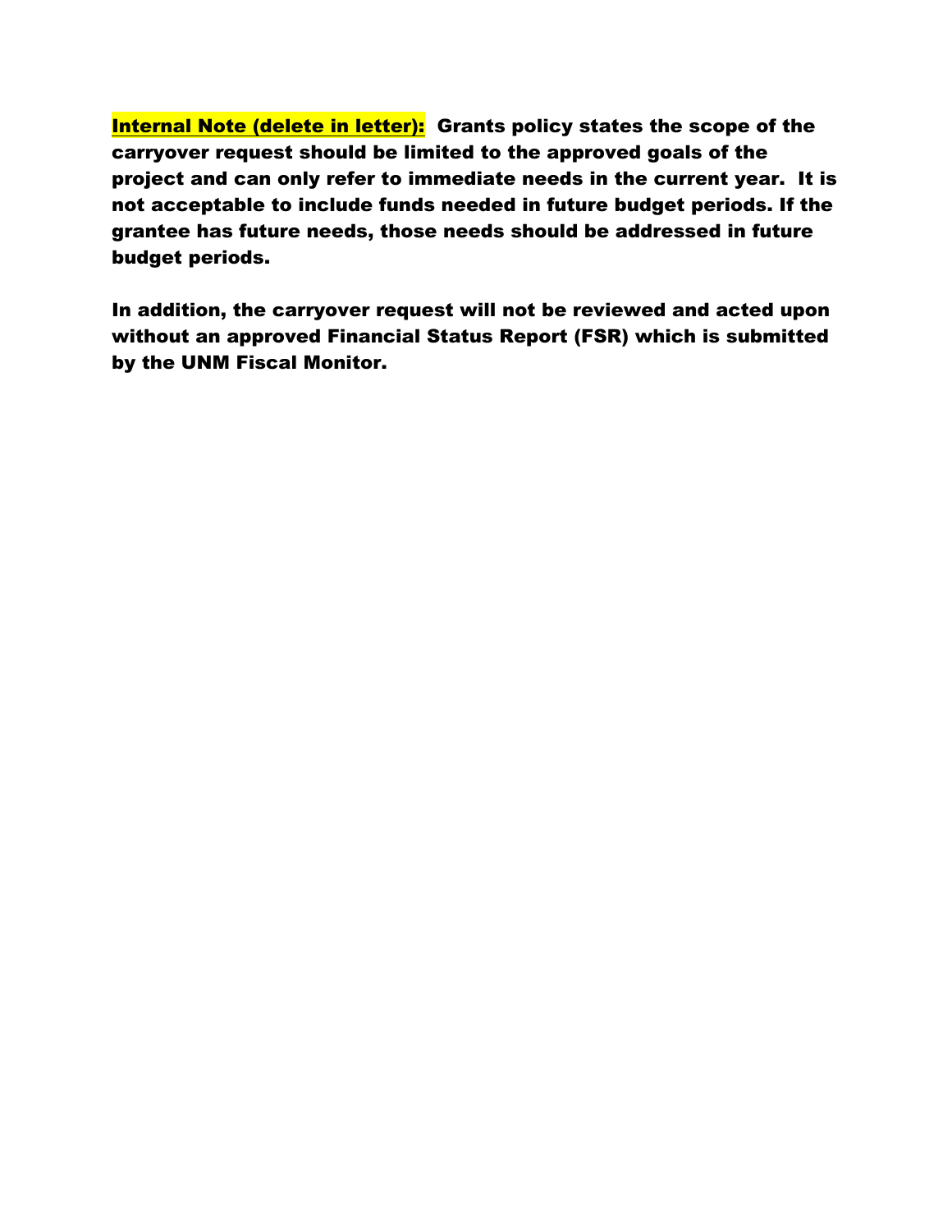**<u>Internal Note (delete in letter):</u> Grants policy states the scope of the carryover request should be limited to the approved goals of the project and can only refer to immediate needs in the current year. It is not acceptable to include funds needed in future budget periods. If the grantee has future needs, those needs should be addressed in future budget periods.**

**In addition, the carryover request will not be reviewed and acted upon without an approved Financial Status Report (FSR) which is submitted by the UNM Fiscal Monitor.**